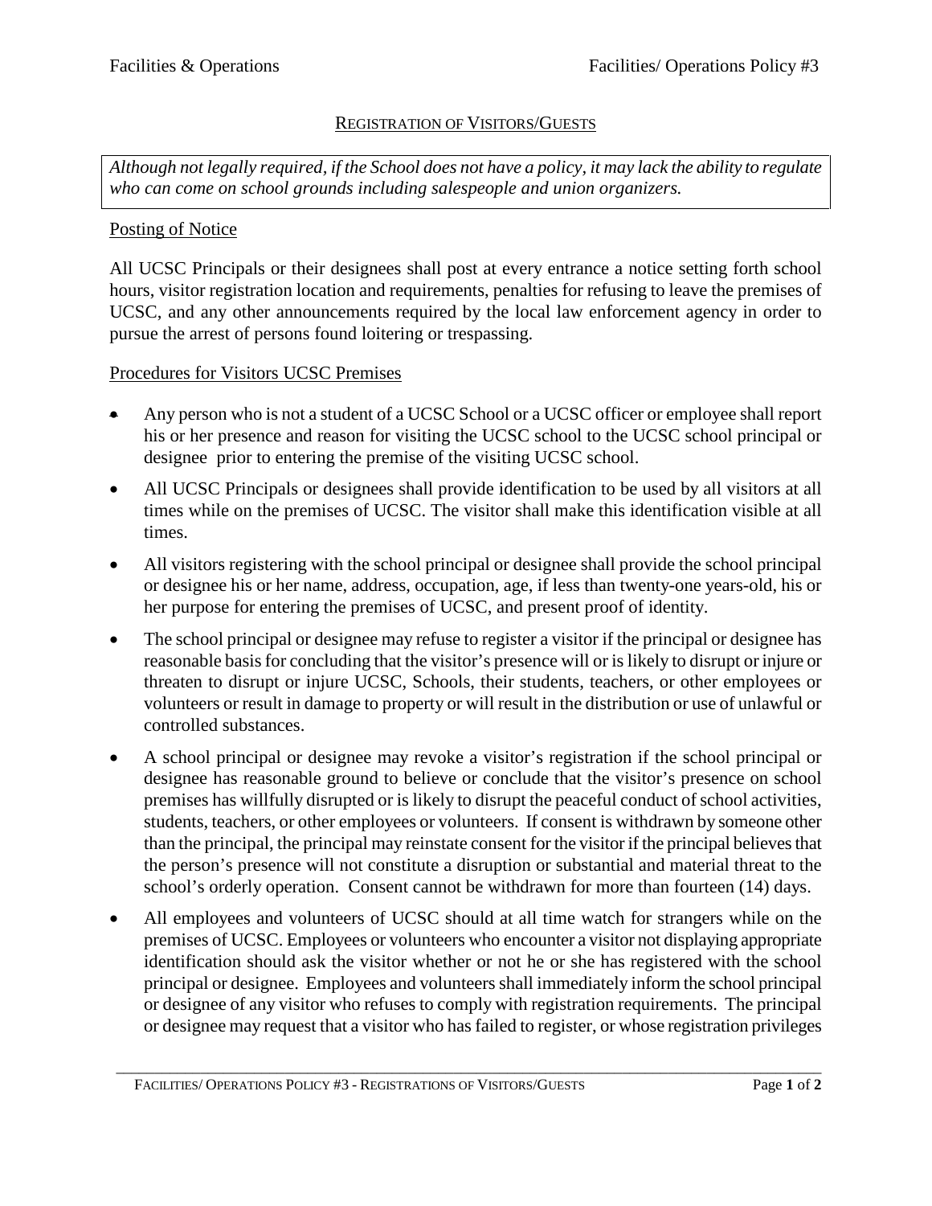Facilities & Operations | Facilities/ Operations Policy #3

## REGISTRATION OF VISITORS/GUESTS

*Although not legally required, if the School does not have a policy, it may lack the ability to regulate who can come on school grounds including salespeople and union organizers.*

### Posting of Notice

All UCSC Principals or their designees shall post at every entrance a notice setting forth school hours, visitor registration location and requirements, penalties for refusing to leave the premises of UCSC, and any other announcements required by the local law enforcement agency in order to pursue the arrest of persons found loitering or trespassing.

### Procedures for Visitors UCSC Premises

- Any person who is not a student of a UCSC School or a UCSC officer or employee shall report his or her presence and reason for visiting the UCSC school to the UCSC school principal or designee prior to entering the premise of the visiting UCSC school.
- All UCSC Principals or designees shall provide identification to be used by all visitors at all times while on the premises of UCSC. The visitor shall make this identification visible at all times.
- All visitors registering with the school principal or designee shall provide the school principal or designee his or her name, address, occupation, age, if less than twenty-one years-old, his or her purpose for entering the premises of UCSC, and present proof of identity.
- The school principal or designee may refuse to register a visitor if the principal or designee has reasonable basis for concluding that the visitor's presence will or is likely to disrupt or injure or threaten to disrupt or injure UCSC, Schools, their students, teachers, or other employees or volunteers or result in damage to property or will result in the distribution or use of unlawful or controlled substances.
- A school principal or designee may revoke a visitor's registration if the school principal or designee has reasonable ground to believe or conclude that the visitor's presence on school premises has willfully disrupted or is likely to disrupt the peaceful conduct of school activities, students, teachers, or other employees or volunteers. If consent is withdrawn by someone other than the principal, the principal may reinstate consent for the visitor if the principal believes that the person's presence will not constitute a disruption or substantial and material threat to the school's orderly operation. Consent cannot be withdrawn for more than fourteen (14) days.
- All employees and volunteers of UCSC should at all time watch for strangers while on the premises of UCSC. Employees or volunteers who encounter a visitor not displaying appropriate identification should ask the visitor whether or not he or she has registered with the school principal or designee. Employees and volunteers shall immediately inform the school principal or designee of any visitor who refuses to comply with registration requirements. The principal or designee may request that a visitor who has failed to register, or whose registration privileges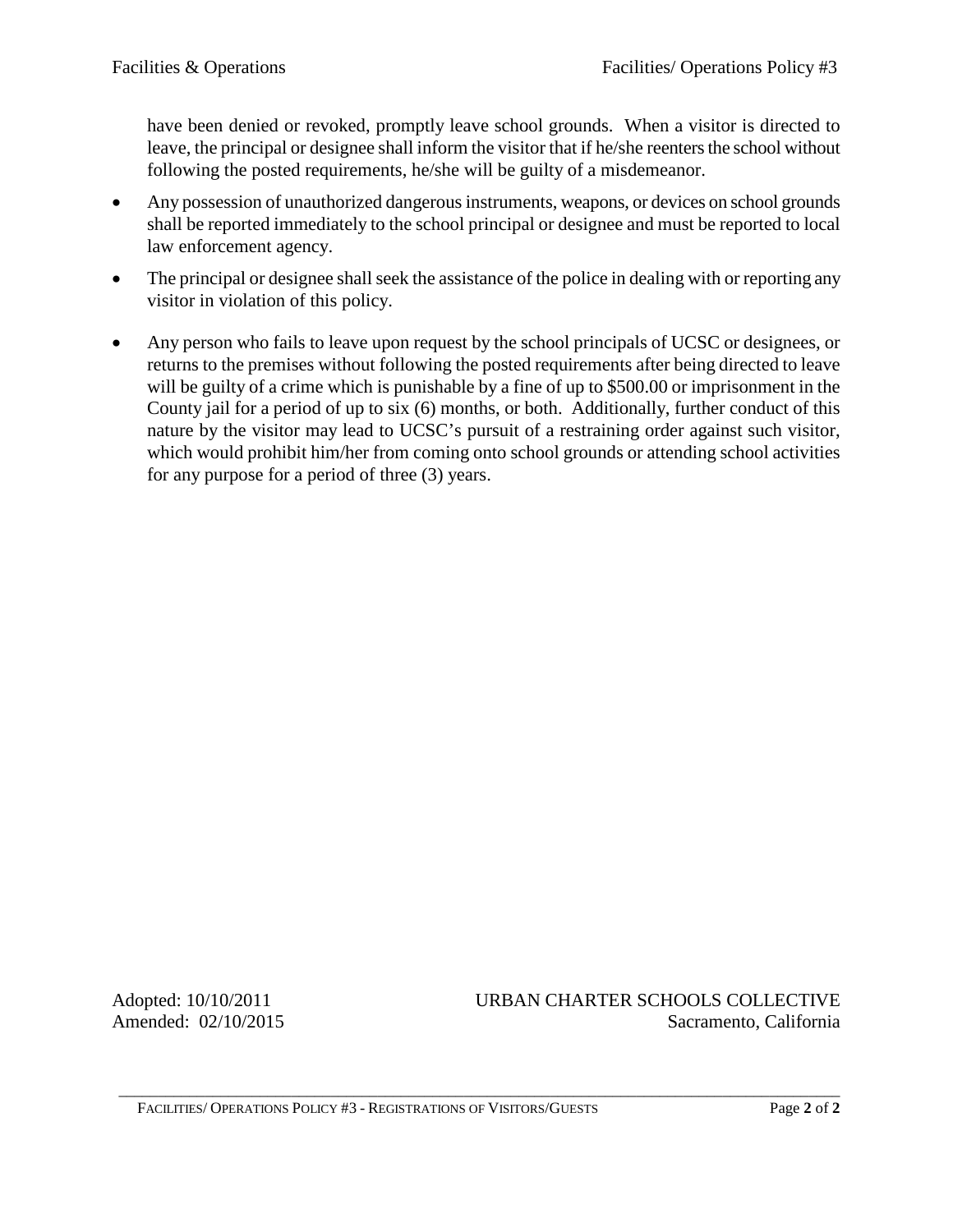have been denied or revoked, promptly leave school grounds. When a visitor is directed to leave, the principal or designee shall inform the visitor that if he/she reenters the school without following the posted requirements, he/she will be guilty of a misdemeanor.

- Any possession of unauthorized dangerous instruments, weapons, or devices on school grounds shall be reported immediately to the school principal or designee and must be reported to local law enforcement agency.
- The principal or designee shall seek the assistance of the police in dealing with or reporting any visitor in violation of this policy.
- Any person who fails to leave upon request by the school principals of UCSC or designees, or returns to the premises without following the posted requirements after being directed to leave will be guilty of a crime which is punishable by a fine of up to $500.00 or imprisonment in the County jail for a period of up to six (6) months, or both. Additionally, further conduct of this nature by the visitor may lead to UCSC's pursuit of a restraining order against such visitor, which would prohibit him/her from coming onto school grounds or attending school activities for any purpose for a period of three (3) years.

Adopted: 10/10/2011
Amended: 02/10/2015

URBAN CHARTER SCHOOLS COLLECTIVE
Sacramento, California